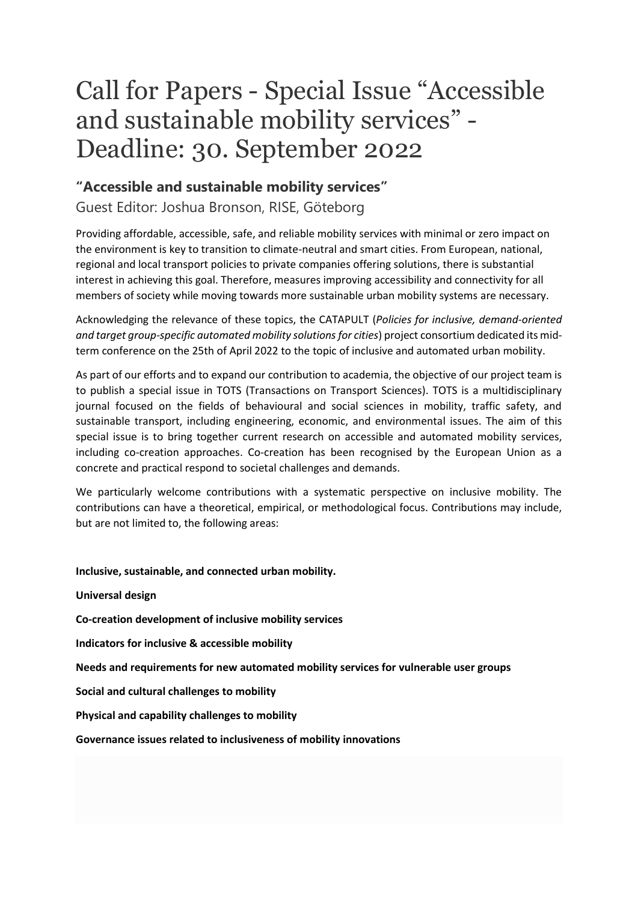# Call for Papers - Special Issue "Accessible and sustainable mobility services" - Deadline: 30. September 2022

## "Accessible and sustainable mobility services"

Guest Editor: Joshua Bronson, RISE, Göteborg

Providing affordable, accessible, safe, and reliable mobility services with minimal or zero impact on the environment is key to transition to climate-neutral and smart cities. From European, national, regional and local transport policies to private companies offering solutions, there is substantial interest in achieving this goal. Therefore, measures improving accessibility and connectivity for all members of society while moving towards more sustainable urban mobility systems are necessary.

Acknowledging the relevance of these topics, the CATAPULT (*Policies for inclusive, demand-oriented and target group-specific automated mobility solutions for cities*) project consortium dedicated its mid-term conference on the 25th of April 2022 to the topic of inclusive and automated urban mobility.

As part of our efforts and to expand our contribution to academia, the objective of our project team is to publish a special issue in TOTS (Transactions on Transport Sciences). TOTS is a multidisciplinary journal focused on the fields of behavioural and social sciences in mobility, traffic safety, and sustainable transport, including engineering, economic, and environmental issues. The aim of this special issue is to bring together current research on accessible and automated mobility services, including co-creation approaches. Co-creation has been recognised by the European Union as a concrete and practical respond to societal challenges and demands.

We particularly welcome contributions with a systematic perspective on inclusive mobility. The contributions can have a theoretical, empirical, or methodological focus. Contributions may include, but are not limited to, the following areas:

**Inclusive, sustainable, and connected urban mobility.**

**Universal design**

**Co-creation development of inclusive mobility services**

**Indicators for inclusive & accessible mobility**

**Needs and requirements for new automated mobility services for vulnerable user groups**

**Social and cultural challenges to mobility**

**Physical and capability challenges to mobility**

**Governance issues related to inclusiveness of mobility innovations**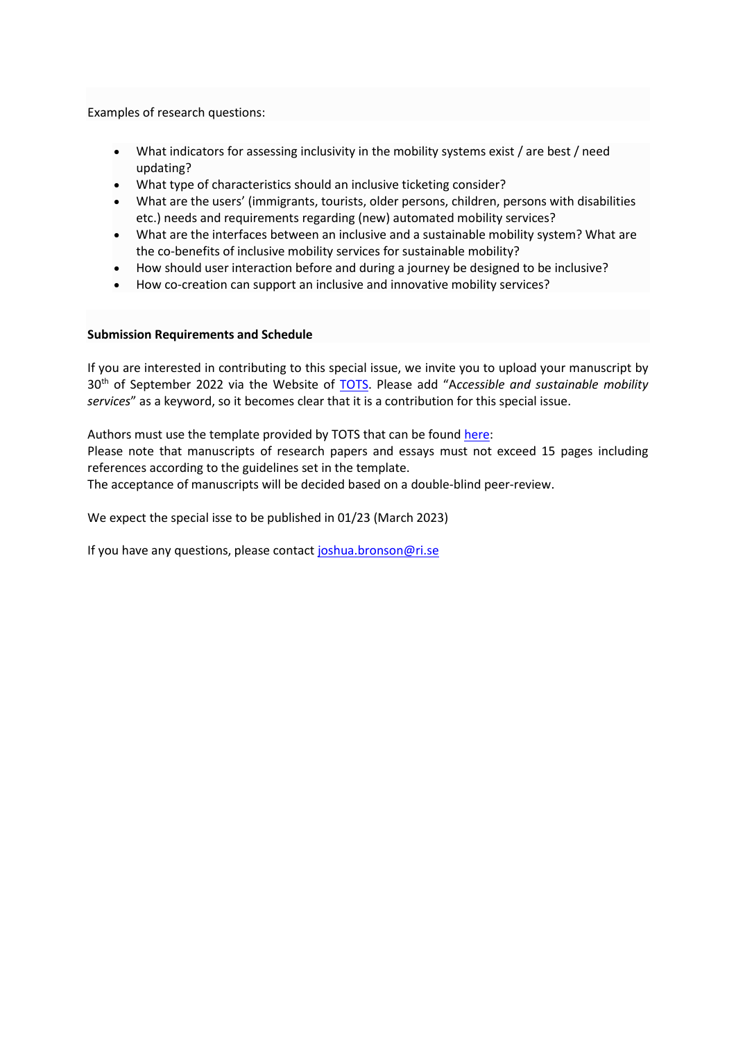Examples of research questions:

- What indicators for assessing inclusivity in the mobility systems exist / are best / need updating?
- What type of characteristics should an inclusive ticketing consider?
- What are the users' (immigrants, tourists, older persons, children, persons with disabilities etc.) needs and requirements regarding (new) automated mobility services?
- What are the interfaces between an inclusive and a sustainable mobility system? What are the co-benefits of inclusive mobility services for sustainable mobility?
- How should user interaction before and during a journey be designed to be inclusive?
- How co-creation can support an inclusive and innovative mobility services?

**Submission Requirements and Schedule**

If you are interested in contributing to this special issue, we invite you to upload your manuscript by 30th of September 2022 via the Website of TOTS. Please add "A*ccessible and sustainable mobility services*" as a keyword, so it becomes clear that it is a contribution for this special issue.

Authors must use the template provided by TOTS that can be found here:
Please note that manuscripts of research papers and essays must not exceed 15 pages including references according to the guidelines set in the template.
The acceptance of manuscripts will be decided based on a double-blind peer-review.

We expect the special isse to be published in 01/23 (March 2023)

If you have any questions, please contact joshua.bronson@ri.se